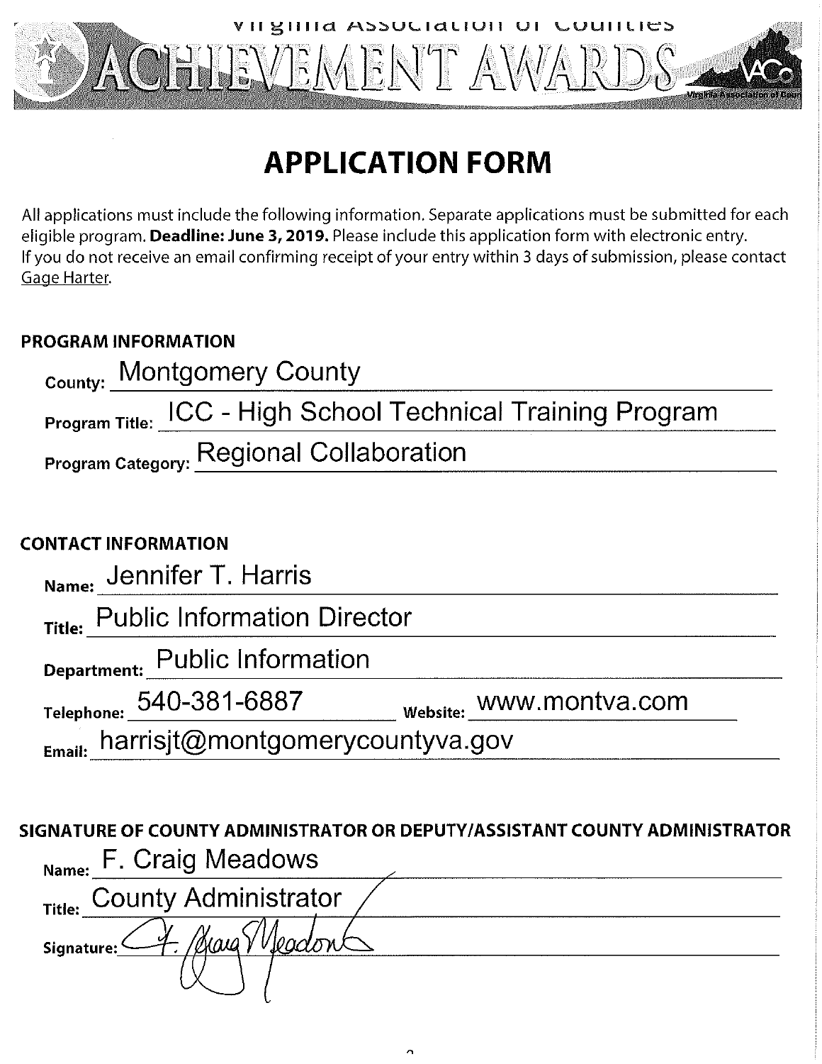Virginia Association of Counties

# ACHIEVEMENT AWARDS

# APPLICATION FORM

All applications must include the following information. Separate applications must be submitted for each eligible program. **Deadline: June 3, 2019.** Please include this application form with electronic entry. If you do not receive an email confirming receipt of your entry within 3 days of submission, please contact Gage Harter.

## PROGRAM INFORMATION

**County:** Montgomery County

**Program Title:** ICC - High School Technical Training Program

**Program Category:** Regional Collaboration

## CONTACT INFORMATION

**Name:** Jennifer T. Harris

**Title:** Public Information Director

**Department:** Public Information

**Telephone:** 540-381-6887 **Website:** www.montva.com

**Email:** harrisjt@montgomerycountyva.gov

## SIGNATURE OF COUNTY ADMINISTRATOR OR DEPUTY/ASSISTANT COUNTY ADMINISTRATOR

**Name:** F. Craig Meadows

**Title:** County Administrator

**Signature:** F. Craig Meadows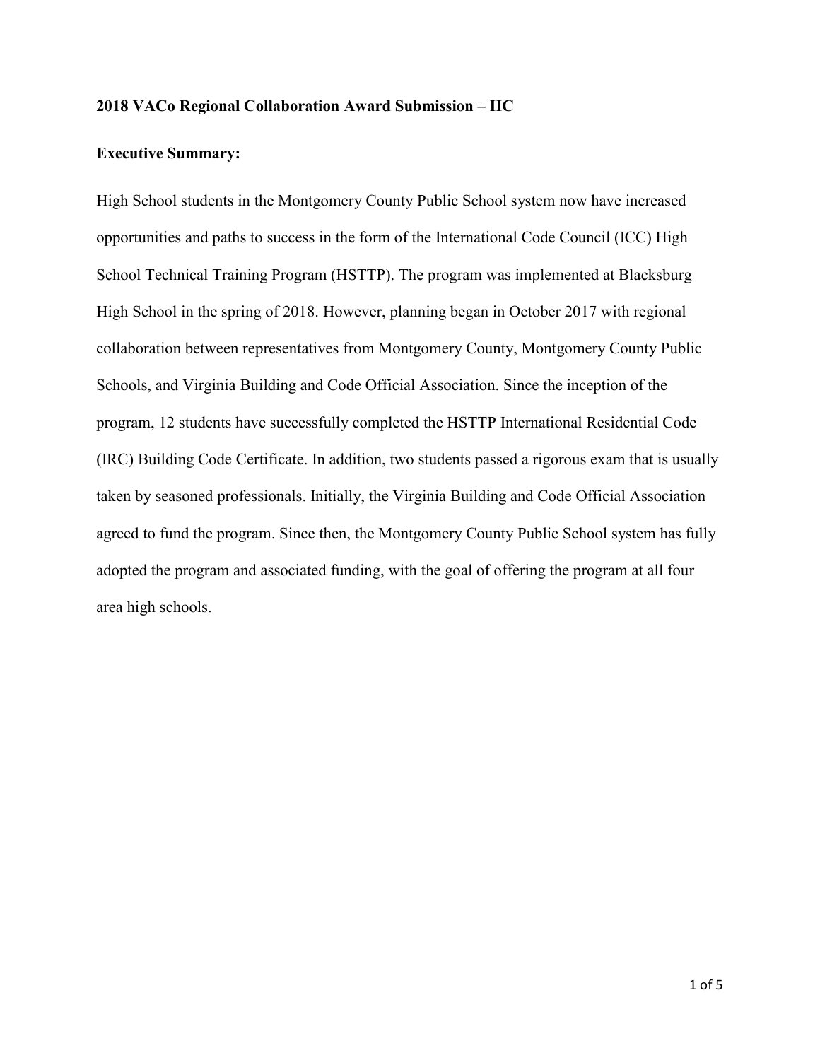**2018 VACo Regional Collaboration Award Submission – IIC**

**Executive Summary:**

High School students in the Montgomery County Public School system now have increased opportunities and paths to success in the form of the International Code Council (ICC) High School Technical Training Program (HSTTP). The program was implemented at Blacksburg High School in the spring of 2018. However, planning began in October 2017 with regional collaboration between representatives from Montgomery County, Montgomery County Public Schools, and Virginia Building and Code Official Association. Since the inception of the program, 12 students have successfully completed the HSTTP International Residential Code (IRC) Building Code Certificate. In addition, two students passed a rigorous exam that is usually taken by seasoned professionals. Initially, the Virginia Building and Code Official Association agreed to fund the program. Since then, the Montgomery County Public School system has fully adopted the program and associated funding, with the goal of offering the program at all four area high schools.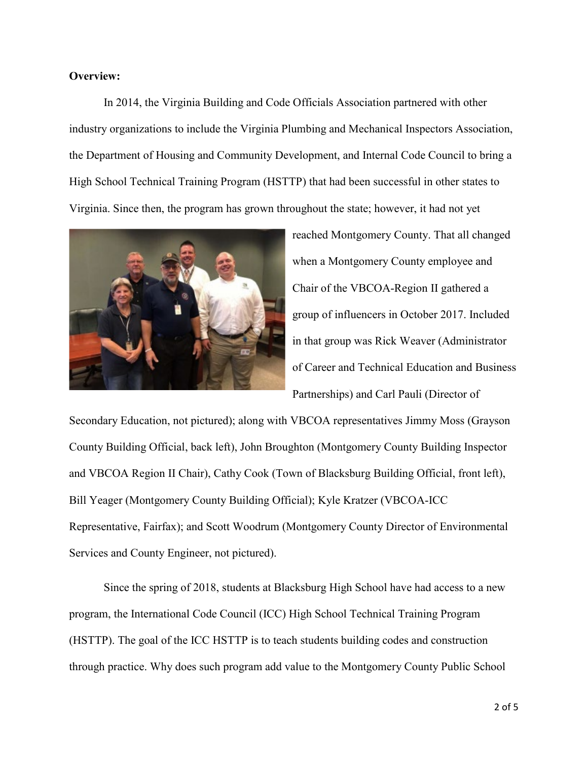**Overview:**

In 2014, the Virginia Building and Code Officials Association partnered with other industry organizations to include the Virginia Plumbing and Mechanical Inspectors Association, the Department of Housing and Community Development, and Internal Code Council to bring a High School Technical Training Program (HSTTP) that had been successful in other states to Virginia. Since then, the program has grown throughout the state; however, it had not yet reached Montgomery County. That all changed when a Montgomery County employee and Chair of the VBCOA-Region II gathered a group of influencers in October 2017. Included in that group was Rick Weaver (Administrator of Career and Technical Education and Business Partnerships) and Carl Pauli (Director of Secondary Education, not pictured); along with VBCOA representatives Jimmy Moss (Grayson County Building Official, back left), John Broughton (Montgomery County Building Inspector and VBCOA Region II Chair), Cathy Cook (Town of Blacksburg Building Official, front left), Bill Yeager (Montgomery County Building Official); Kyle Kratzer (VBCOA-ICC Representative, Fairfax); and Scott Woodrum (Montgomery County Director of Environmental Services and County Engineer, not pictured).

Since the spring of 2018, students at Blacksburg High School have had access to a new program, the International Code Council (ICC) High School Technical Training Program (HSTTP). The goal of the ICC HSTTP is to teach students building codes and construction through practice. Why does such program add value to the Montgomery County Public School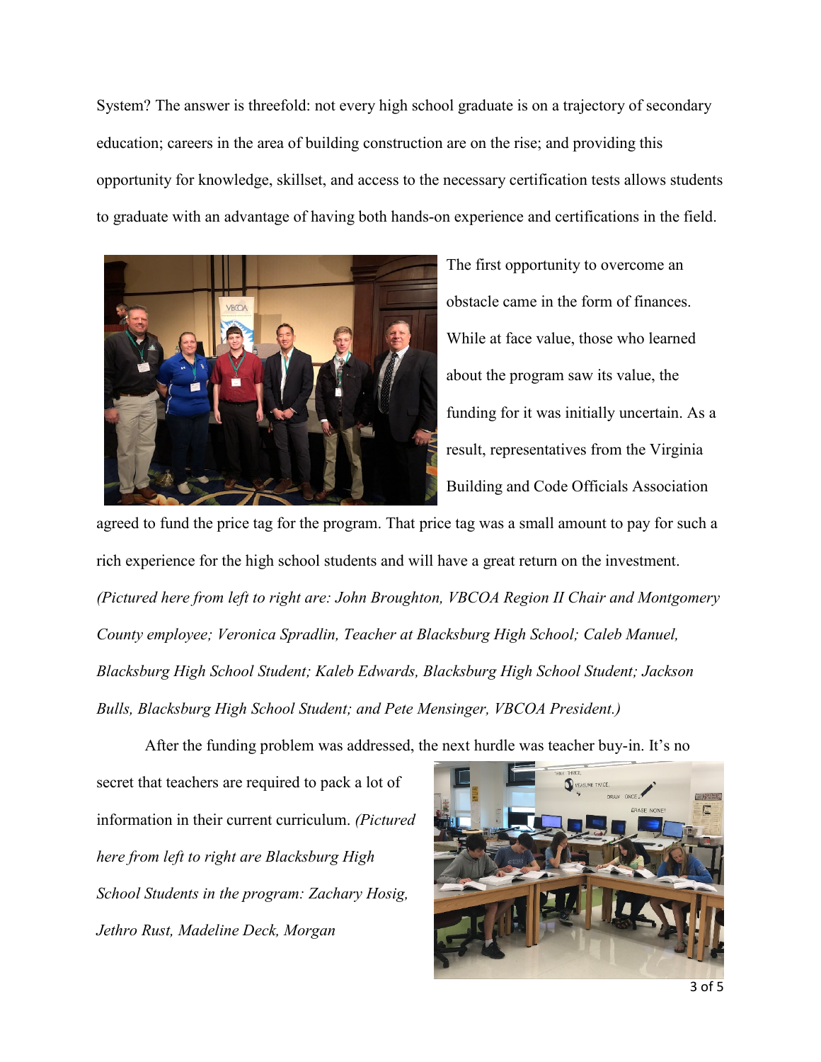System? The answer is threefold: not every high school graduate is on a trajectory of secondary education; careers in the area of building construction are on the rise; and providing this opportunity for knowledge, skillset, and access to the necessary certification tests allows students to graduate with an advantage of having both hands-on experience and certifications in the field.

The first opportunity to overcome an obstacle came in the form of finances. While at face value, those who learned about the program saw its value, the funding for it was initially uncertain. As a result, representatives from the Virginia Building and Code Officials Association agreed to fund the price tag for the program. That price tag was a small amount to pay for such a rich experience for the high school students and will have a great return on the investment. *(Pictured here from left to right are: John Broughton, VBCOA Region II Chair and Montgomery County employee; Veronica Spradlin, Teacher at Blacksburg High School; Caleb Manuel, Blacksburg High School Student; Kaleb Edwards, Blacksburg High School Student; Jackson Bulls, Blacksburg High School Student; and Pete Mensinger, VBCOA President.)*

After the funding problem was addressed, the next hurdle was teacher buy-in. It's no secret that teachers are required to pack a lot of information in their current curriculum. *(Pictured here from left to right are Blacksburg High School Students in the program: Zachary Hosig, Jethro Rust, Madeline Deck, Morgan*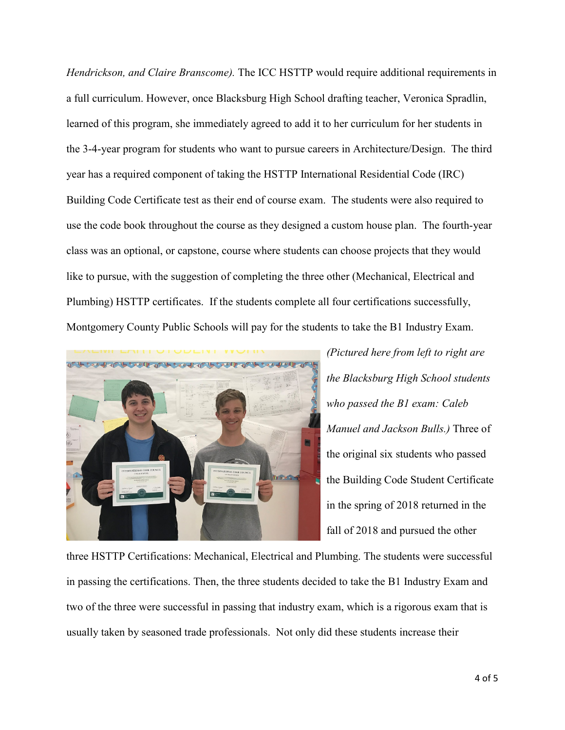*Hendrickson, and Claire Branscome).* The ICC HSTTP would require additional requirements in a full curriculum. However, once Blacksburg High School drafting teacher, Veronica Spradlin, learned of this program, she immediately agreed to add it to her curriculum for her students in the 3-4-year program for students who want to pursue careers in Architecture/Design. The third year has a required component of taking the HSTTP International Residential Code (IRC) Building Code Certificate test as their end of course exam. The students were also required to use the code book throughout the course as they designed a custom house plan. The fourth-year class was an optional, or capstone, course where students can choose projects that they would like to pursue, with the suggestion of completing the three other (Mechanical, Electrical and Plumbing) HSTTP certificates. If the students complete all four certifications successfully, Montgomery County Public Schools will pay for the students to take the B1 Industry Exam.

*(Pictured here from left to right are the Blacksburg High School students who passed the B1 exam: Caleb Manuel and Jackson Bulls.)* Three of the original six students who passed the Building Code Student Certificate in the spring of 2018 returned in the fall of 2018 and pursued the other three HSTTP Certifications: Mechanical, Electrical and Plumbing. The students were successful in passing the certifications. Then, the three students decided to take the B1 Industry Exam and two of the three were successful in passing that industry exam, which is a rigorous exam that is usually taken by seasoned trade professionals. Not only did these students increase their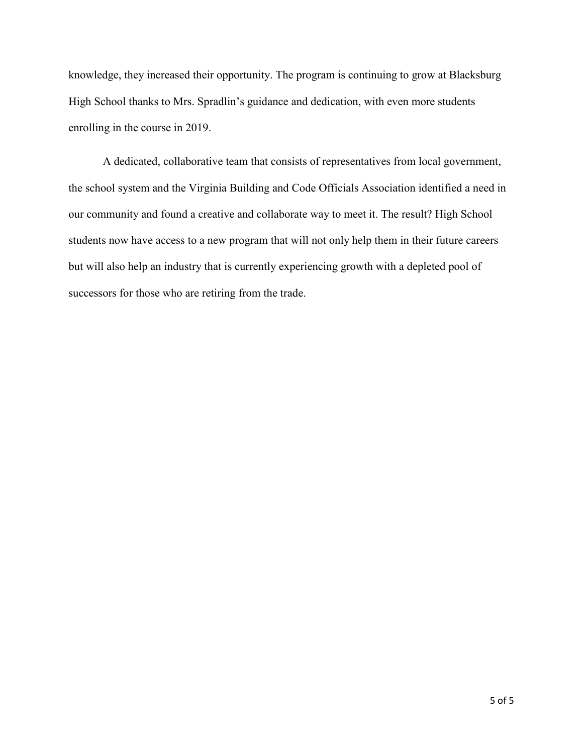knowledge, they increased their opportunity. The program is continuing to grow at Blacksburg High School thanks to Mrs. Spradlin's guidance and dedication, with even more students enrolling in the course in 2019.

A dedicated, collaborative team that consists of representatives from local government, the school system and the Virginia Building and Code Officials Association identified a need in our community and found a creative and collaborate way to meet it. The result? High School students now have access to a new program that will not only help them in their future careers but will also help an industry that is currently experiencing growth with a depleted pool of successors for those who are retiring from the trade.